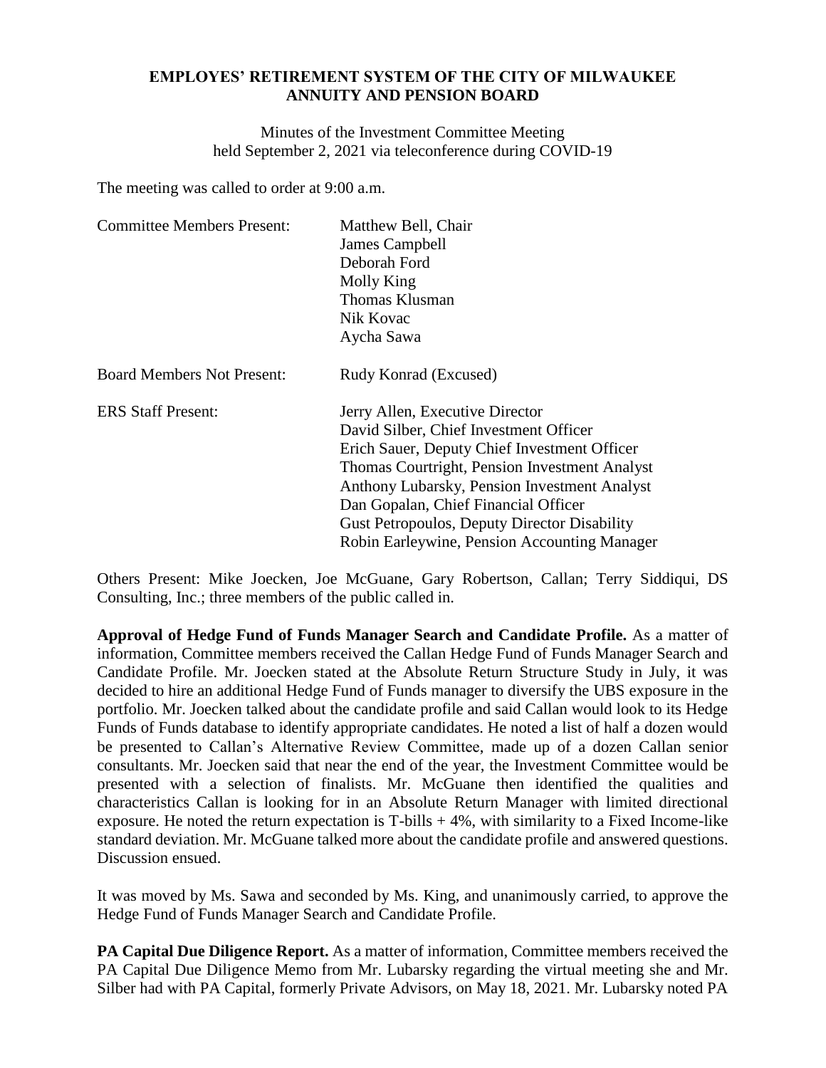**EMPLOYES' RETIREMENT SYSTEM OF THE CITY OF MILWAUKEE**
**ANNUITY AND PENSION BOARD**

Minutes of the Investment Committee Meeting
held September 2, 2021 via teleconference during COVID-19

The meeting was called to order at 9:00 a.m.

| | |
|---|---|
| Committee Members Present: | Matthew Bell, Chair<br>James Campbell<br>Deborah Ford<br>Molly King<br>Thomas Klusman<br>Nik Kovac<br>Aycha Sawa |
| Board Members Not Present: | Rudy Konrad (Excused) |
| ERS Staff Present: | Jerry Allen, Executive Director<br>David Silber, Chief Investment Officer<br>Erich Sauer, Deputy Chief Investment Officer<br>Thomas Courtright, Pension Investment Analyst<br>Anthony Lubarsky, Pension Investment Analyst<br>Dan Gopalan, Chief Financial Officer<br>Gust Petropoulos, Deputy Director Disability<br>Robin Earleywine, Pension Accounting Manager |

Others Present: Mike Joecken, Joe McGuane, Gary Robertson, Callan; Terry Siddiqui, DS Consulting, Inc.; three members of the public called in.

**Approval of Hedge Fund of Funds Manager Search and Candidate Profile.** As a matter of information, Committee members received the Callan Hedge Fund of Funds Manager Search and Candidate Profile. Mr. Joecken stated at the Absolute Return Structure Study in July, it was decided to hire an additional Hedge Fund of Funds manager to diversify the UBS exposure in the portfolio. Mr. Joecken talked about the candidate profile and said Callan would look to its Hedge Funds of Funds database to identify appropriate candidates. He noted a list of half a dozen would be presented to Callan's Alternative Review Committee, made up of a dozen Callan senior consultants. Mr. Joecken said that near the end of the year, the Investment Committee would be presented with a selection of finalists. Mr. McGuane then identified the qualities and characteristics Callan is looking for in an Absolute Return Manager with limited directional exposure. He noted the return expectation is T-bills + 4%, with similarity to a Fixed Income-like standard deviation. Mr. McGuane talked more about the candidate profile and answered questions. Discussion ensued.

It was moved by Ms. Sawa and seconded by Ms. King, and unanimously carried, to approve the Hedge Fund of Funds Manager Search and Candidate Profile.

**PA Capital Due Diligence Report.** As a matter of information, Committee members received the PA Capital Due Diligence Memo from Mr. Lubarsky regarding the virtual meeting she and Mr. Silber had with PA Capital, formerly Private Advisors, on May 18, 2021. Mr. Lubarsky noted PA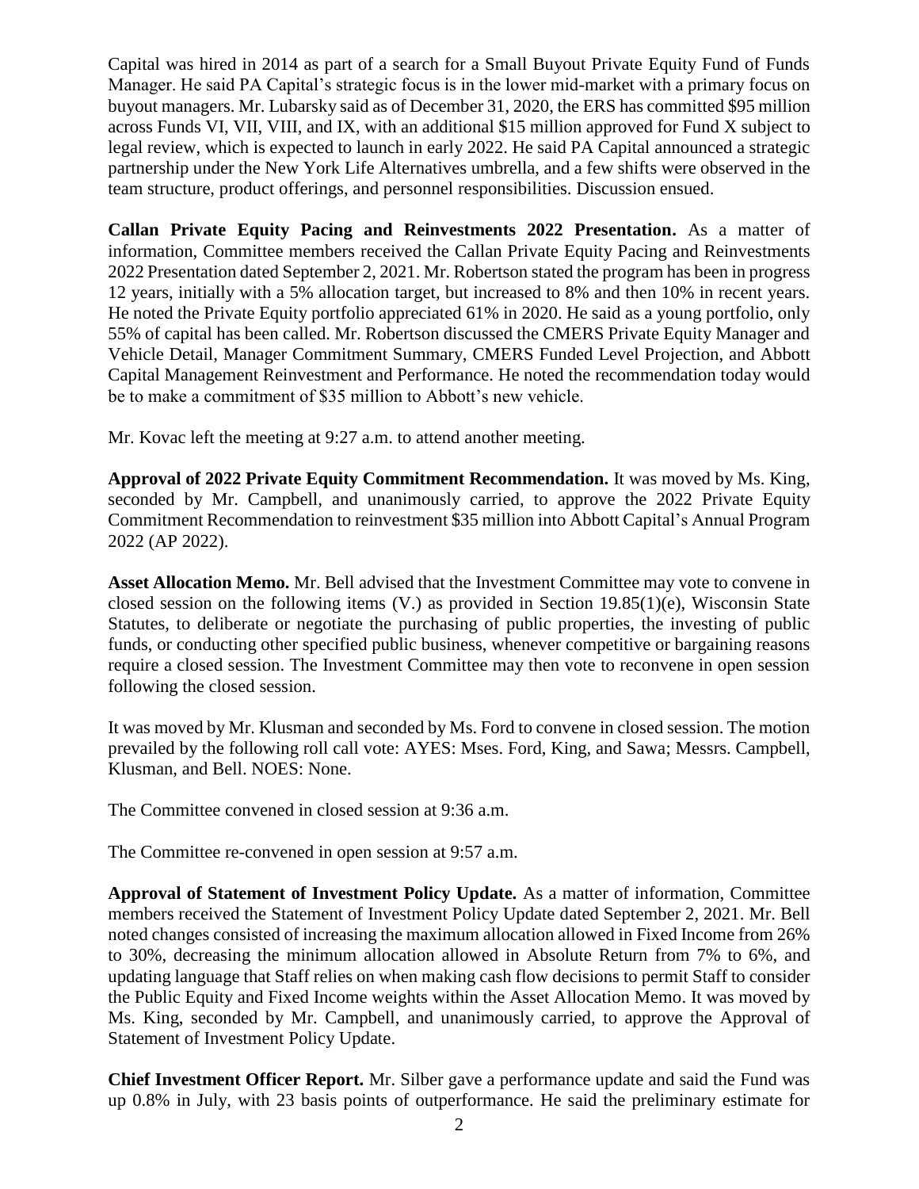Capital was hired in 2014 as part of a search for a Small Buyout Private Equity Fund of Funds Manager. He said PA Capital's strategic focus is in the lower mid-market with a primary focus on buyout managers. Mr. Lubarsky said as of December 31, 2020, the ERS has committed \$95 million across Funds VI, VII, VIII, and IX, with an additional \$15 million approved for Fund X subject to legal review, which is expected to launch in early 2022. He said PA Capital announced a strategic partnership under the New York Life Alternatives umbrella, and a few shifts were observed in the team structure, product offerings, and personnel responsibilities. Discussion ensued.

**Callan Private Equity Pacing and Reinvestments 2022 Presentation.** As a matter of information, Committee members received the Callan Private Equity Pacing and Reinvestments 2022 Presentation dated September 2, 2021. Mr. Robertson stated the program has been in progress 12 years, initially with a 5% allocation target, but increased to 8% and then 10% in recent years. He noted the Private Equity portfolio appreciated 61% in 2020. He said as a young portfolio, only 55% of capital has been called. Mr. Robertson discussed the CMERS Private Equity Manager and Vehicle Detail, Manager Commitment Summary, CMERS Funded Level Projection, and Abbott Capital Management Reinvestment and Performance. He noted the recommendation today would be to make a commitment of \$35 million to Abbott's new vehicle.

Mr. Kovac left the meeting at 9:27 a.m. to attend another meeting.

**Approval of 2022 Private Equity Commitment Recommendation.** It was moved by Ms. King, seconded by Mr. Campbell, and unanimously carried, to approve the 2022 Private Equity Commitment Recommendation to reinvestment \$35 million into Abbott Capital's Annual Program 2022 (AP 2022).

**Asset Allocation Memo.** Mr. Bell advised that the Investment Committee may vote to convene in closed session on the following items (V.) as provided in Section 19.85(1)(e), Wisconsin State Statutes, to deliberate or negotiate the purchasing of public properties, the investing of public funds, or conducting other specified public business, whenever competitive or bargaining reasons require a closed session. The Investment Committee may then vote to reconvene in open session following the closed session.

It was moved by Mr. Klusman and seconded by Ms. Ford to convene in closed session. The motion prevailed by the following roll call vote: AYES: Mses. Ford, King, and Sawa; Messrs. Campbell, Klusman, and Bell. NOES: None.

The Committee convened in closed session at 9:36 a.m.

The Committee re-convened in open session at 9:57 a.m.

**Approval of Statement of Investment Policy Update.** As a matter of information, Committee members received the Statement of Investment Policy Update dated September 2, 2021. Mr. Bell noted changes consisted of increasing the maximum allocation allowed in Fixed Income from 26% to 30%, decreasing the minimum allocation allowed in Absolute Return from 7% to 6%, and updating language that Staff relies on when making cash flow decisions to permit Staff to consider the Public Equity and Fixed Income weights within the Asset Allocation Memo. It was moved by Ms. King, seconded by Mr. Campbell, and unanimously carried, to approve the Approval of Statement of Investment Policy Update.

**Chief Investment Officer Report.** Mr. Silber gave a performance update and said the Fund was up 0.8% in July, with 23 basis points of outperformance. He said the preliminary estimate for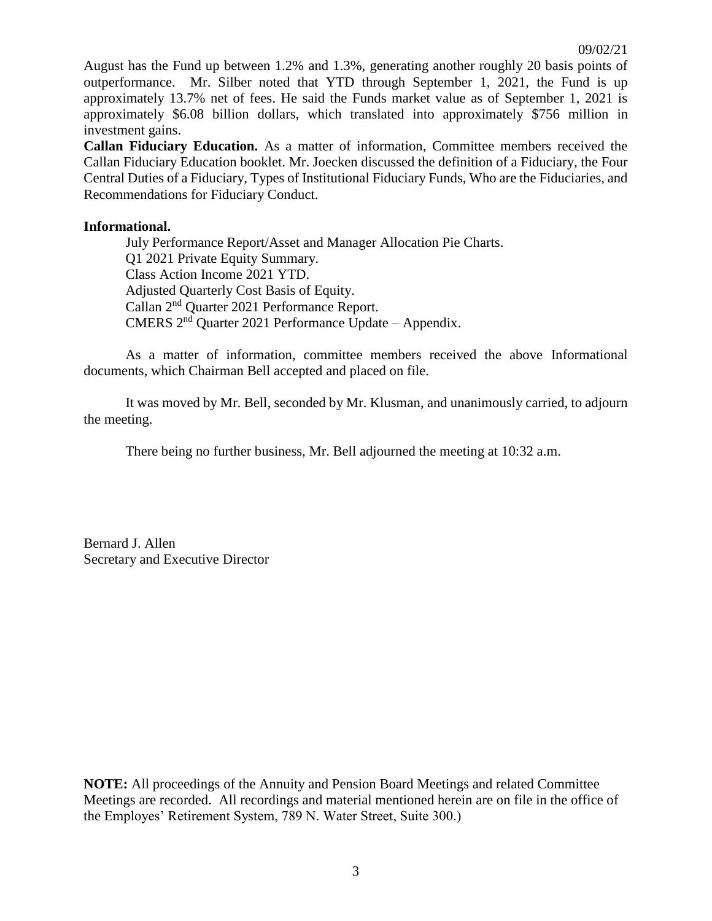August has the Fund up between 1.2% and 1.3%, generating another roughly 20 basis points of outperformance. Mr. Silber noted that YTD through September 1, 2021, the Fund is up approximately 13.7% net of fees. He said the Funds market value as of September 1, 2021 is approximately \$6.08 billion dollars, which translated into approximately \$756 million in investment gains.

**Callan Fiduciary Education.** As a matter of information, Committee members received the Callan Fiduciary Education booklet. Mr. Joecken discussed the definition of a Fiduciary, the Four Central Duties of a Fiduciary, Types of Institutional Fiduciary Funds, Who are the Fiduciaries, and Recommendations for Fiduciary Conduct.

**Informational.**

July Performance Report/Asset and Manager Allocation Pie Charts.
Q1 2021 Private Equity Summary.
Class Action Income 2021 YTD.
Adjusted Quarterly Cost Basis of Equity.
Callan 2nd Quarter 2021 Performance Report.
CMERS 2nd Quarter 2021 Performance Update – Appendix.

As a matter of information, committee members received the above Informational documents, which Chairman Bell accepted and placed on file.

It was moved by Mr. Bell, seconded by Mr. Klusman, and unanimously carried, to adjourn the meeting.

There being no further business, Mr. Bell adjourned the meeting at 10:32 a.m.

Bernard J. Allen
Secretary and Executive Director

**NOTE:** All proceedings of the Annuity and Pension Board Meetings and related Committee Meetings are recorded. All recordings and material mentioned herein are on file in the office of the Employes' Retirement System, 789 N. Water Street, Suite 300.)